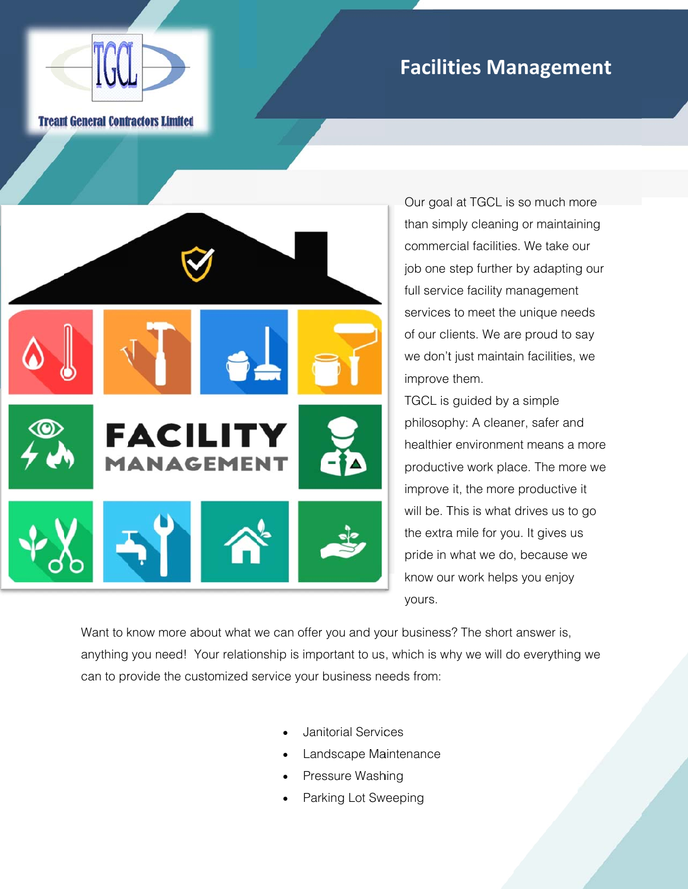Treant General Contractors Limited

# Facilities Management

Our goal at TGCL is so much more than simply cleaning or maintaining commercial facilities. We take our job one step further by adapting our full service facility management services to meet the unique needs of our clients. We are proud to say we don't just maintain facilities, we improve them.

TGCL is guided by a simple philosophy: A cleaner, safer and healthier environment means a more productive work place. The more we improve it, the more productive it will be. This is what drives us to go the extra mile for you. It gives us pride in what we do, because we know our work helps you enjoy yours.

Want to know more about what we can offer you and your business? The short answer is, anything you need! Your relationship is important to us, which is why we will do everything we can to provide the customized service your business needs from:

- Janitorial Services
- Landscape Maintenance
- Pressure Washing
- Parking Lot Sweeping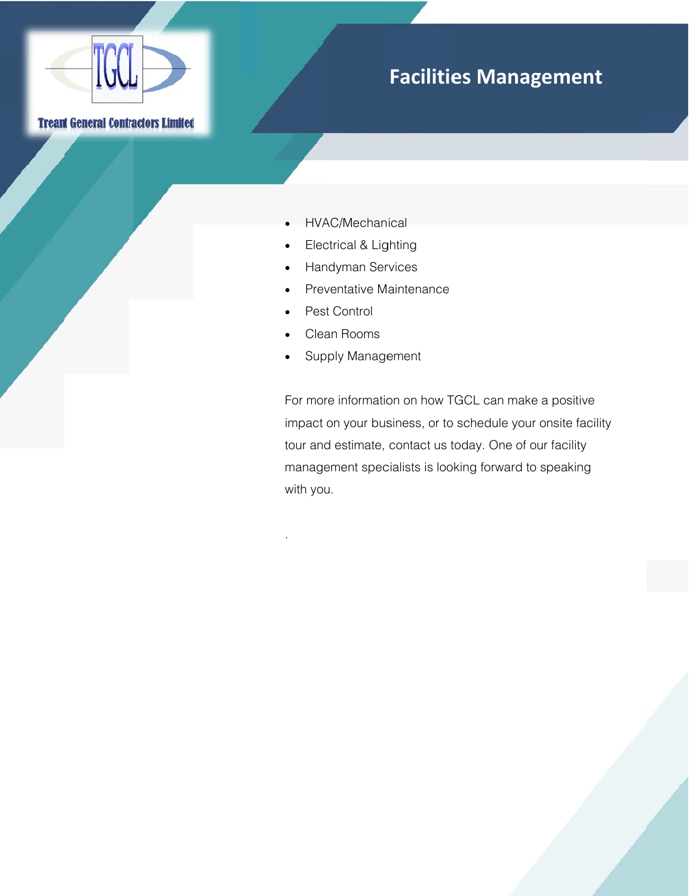Treant General Contractors Limited

# Facilities Management

- HVAC/Mechanical
- Electrical & Lighting
- Handyman Services
- Preventative Maintenance
- Pest Control
- Clean Rooms
- Supply Management

For more information on how TGCL can make a positive impact on your business, or to schedule your onsite facility tour and estimate, contact us today. One of our facility management specialists is looking forward to speaking with you.

.